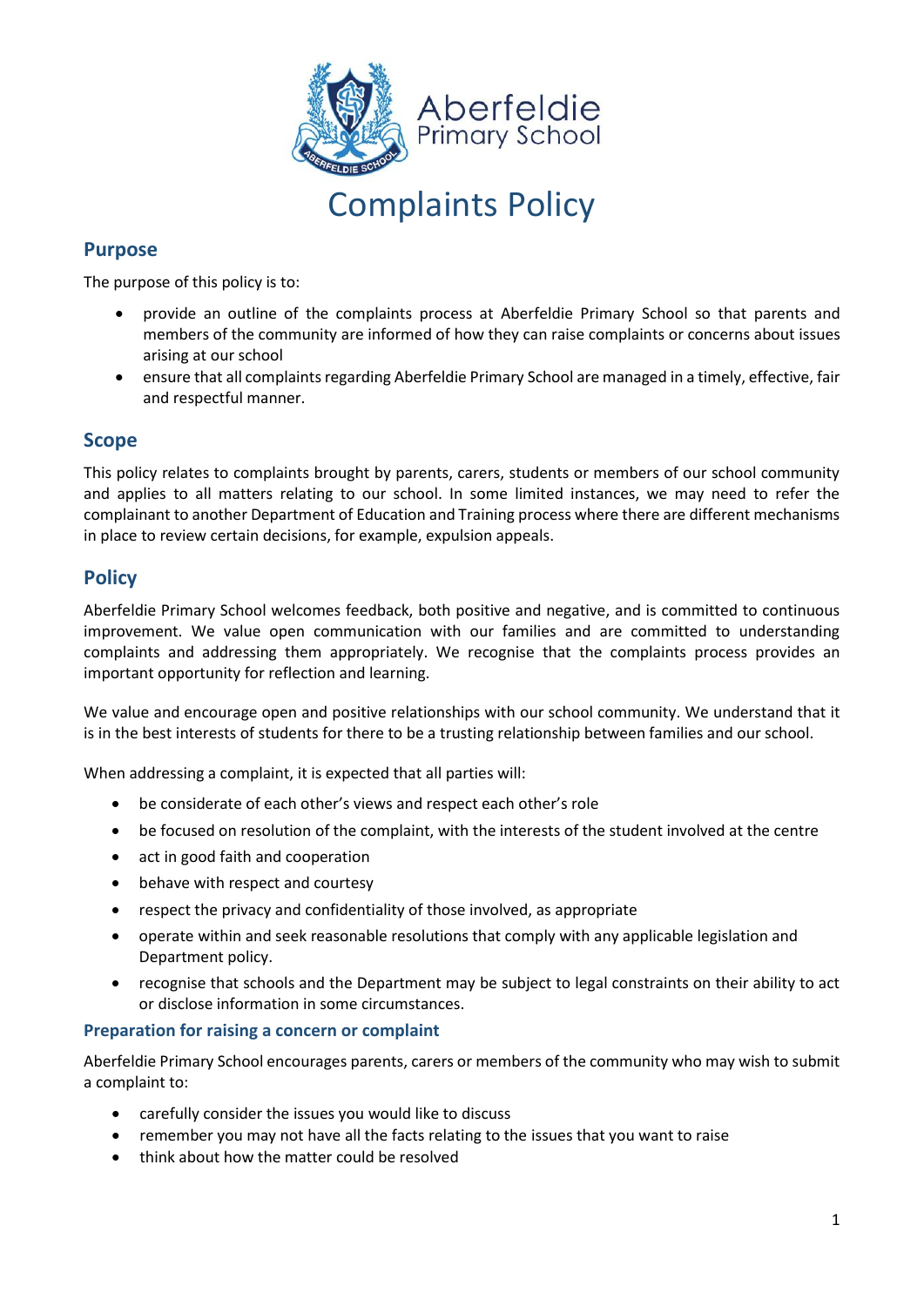# Complaints Policy

## Purpose

The purpose of this policy is to:

- provide an outline of the complaints process at Aberfeldie Primary School so that parents and members of the community are informed of how they can raise complaints or concerns about issues arising at our school
- ensure that all complaints regarding Aberfeldie Primary School are managed in a timely, effective, fair and respectful manner.

## Scope

This policy relates to complaints brought by parents, carers, students or members of our school community and applies to all matters relating to our school. In some limited instances, we may need to refer the complainant to another Department of Education and Training process where there are different mechanisms in place to review certain decisions, for example, expulsion appeals.

## Policy

Aberfeldie Primary School welcomes feedback, both positive and negative, and is committed to continuous improvement. We value open communication with our families and are committed to understanding complaints and addressing them appropriately. We recognise that the complaints process provides an important opportunity for reflection and learning.

We value and encourage open and positive relationships with our school community. We understand that it is in the best interests of students for there to be a trusting relationship between families and our school.

When addressing a complaint, it is expected that all parties will:

- be considerate of each other's views and respect each other's role
- be focused on resolution of the complaint, with the interests of the student involved at the centre
- act in good faith and cooperation
- behave with respect and courtesy
- respect the privacy and confidentiality of those involved, as appropriate
- operate within and seek reasonable resolutions that comply with any applicable legislation and Department policy.
- recognise that schools and the Department may be subject to legal constraints on their ability to act or disclose information in some circumstances.

### Preparation for raising a concern or complaint

Aberfeldie Primary School encourages parents, carers or members of the community who may wish to submit a complaint to:

- carefully consider the issues you would like to discuss
- remember you may not have all the facts relating to the issues that you want to raise
- think about how the matter could be resolved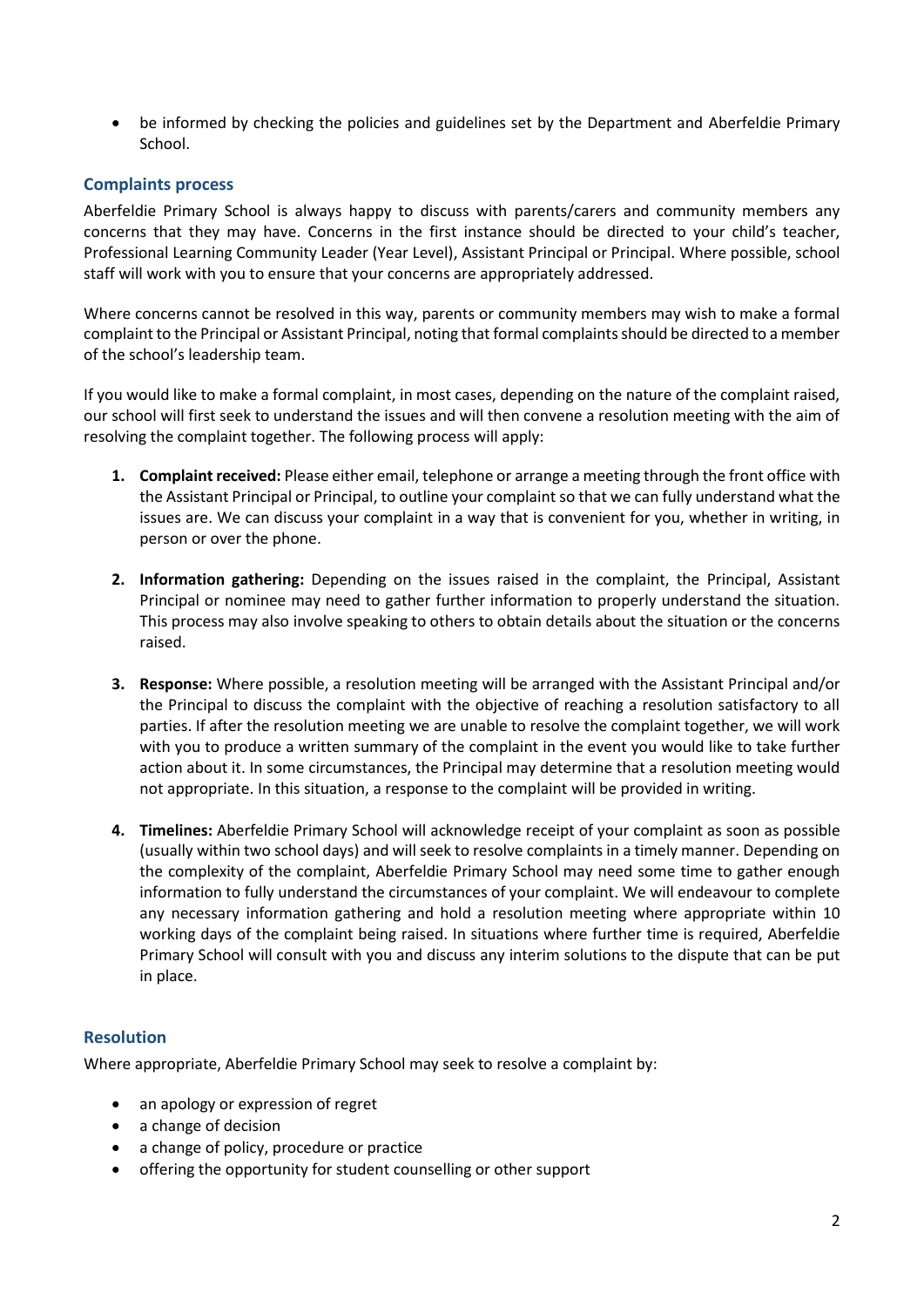- be informed by checking the policies and guidelines set by the Department and Aberfeldie Primary School.

## Complaints process

Aberfeldie Primary School is always happy to discuss with parents/carers and community members any concerns that they may have. Concerns in the first instance should be directed to your child's teacher, Professional Learning Community Leader (Year Level), Assistant Principal or Principal. Where possible, school staff will work with you to ensure that your concerns are appropriately addressed.

Where concerns cannot be resolved in this way, parents or community members may wish to make a formal complaint to the Principal or Assistant Principal, noting that formal complaints should be directed to a member of the school's leadership team.

If you would like to make a formal complaint, in most cases, depending on the nature of the complaint raised, our school will first seek to understand the issues and will then convene a resolution meeting with the aim of resolving the complaint together. The following process will apply:

1. **Complaint received:** Please either email, telephone or arrange a meeting through the front office with the Assistant Principal or Principal, to outline your complaint so that we can fully understand what the issues are. We can discuss your complaint in a way that is convenient for you, whether in writing, in person or over the phone.

2. **Information gathering:** Depending on the issues raised in the complaint, the Principal, Assistant Principal or nominee may need to gather further information to properly understand the situation. This process may also involve speaking to others to obtain details about the situation or the concerns raised.

3. **Response:** Where possible, a resolution meeting will be arranged with the Assistant Principal and/or the Principal to discuss the complaint with the objective of reaching a resolution satisfactory to all parties. If after the resolution meeting we are unable to resolve the complaint together, we will work with you to produce a written summary of the complaint in the event you would like to take further action about it. In some circumstances, the Principal may determine that a resolution meeting would not appropriate. In this situation, a response to the complaint will be provided in writing.

4. **Timelines:** Aberfeldie Primary School will acknowledge receipt of your complaint as soon as possible (usually within two school days) and will seek to resolve complaints in a timely manner. Depending on the complexity of the complaint, Aberfeldie Primary School may need some time to gather enough information to fully understand the circumstances of your complaint. We will endeavour to complete any necessary information gathering and hold a resolution meeting where appropriate within 10 working days of the complaint being raised. In situations where further time is required, Aberfeldie Primary School will consult with you and discuss any interim solutions to the dispute that can be put in place.

## Resolution

Where appropriate, Aberfeldie Primary School may seek to resolve a complaint by:

- an apology or expression of regret
- a change of decision
- a change of policy, procedure or practice
- offering the opportunity for student counselling or other support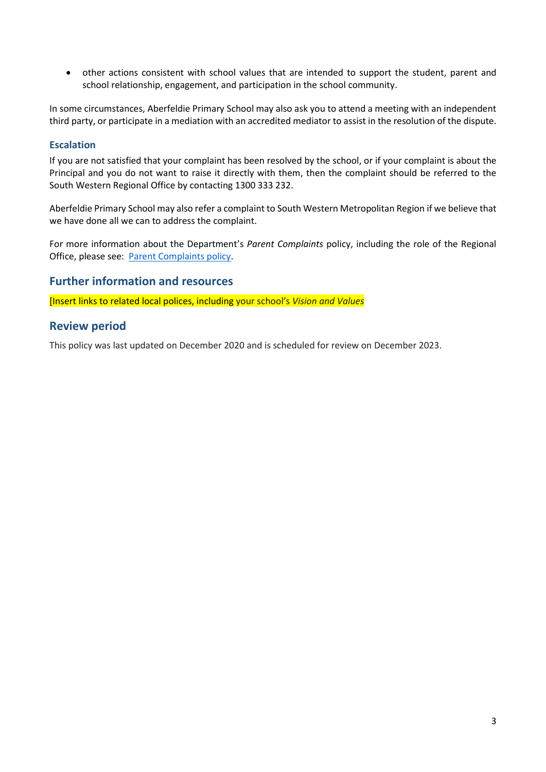- other actions consistent with school values that are intended to support the student, parent and school relationship, engagement, and participation in the school community.

In some circumstances, Aberfeldie Primary School may also ask you to attend a meeting with an independent third party, or participate in a mediation with an accredited mediator to assist in the resolution of the dispute.

### Escalation

If you are not satisfied that your complaint has been resolved by the school, or if your complaint is about the Principal and you do not want to raise it directly with them, then the complaint should be referred to the South Western Regional Office by contacting 1300 333 232.

Aberfeldie Primary School may also refer a complaint to South Western Metropolitan Region if we believe that we have done all we can to address the complaint.

For more information about the Department's *Parent Complaints* policy, including the role of the Regional Office, please see: [Parent Complaints policy](Parent Complaints policy).

## Further information and resources

[Insert links to related local polices, including your school's *Vision and Values*

## Review period

This policy was last updated on December 2020 and is scheduled for review on December 2023.